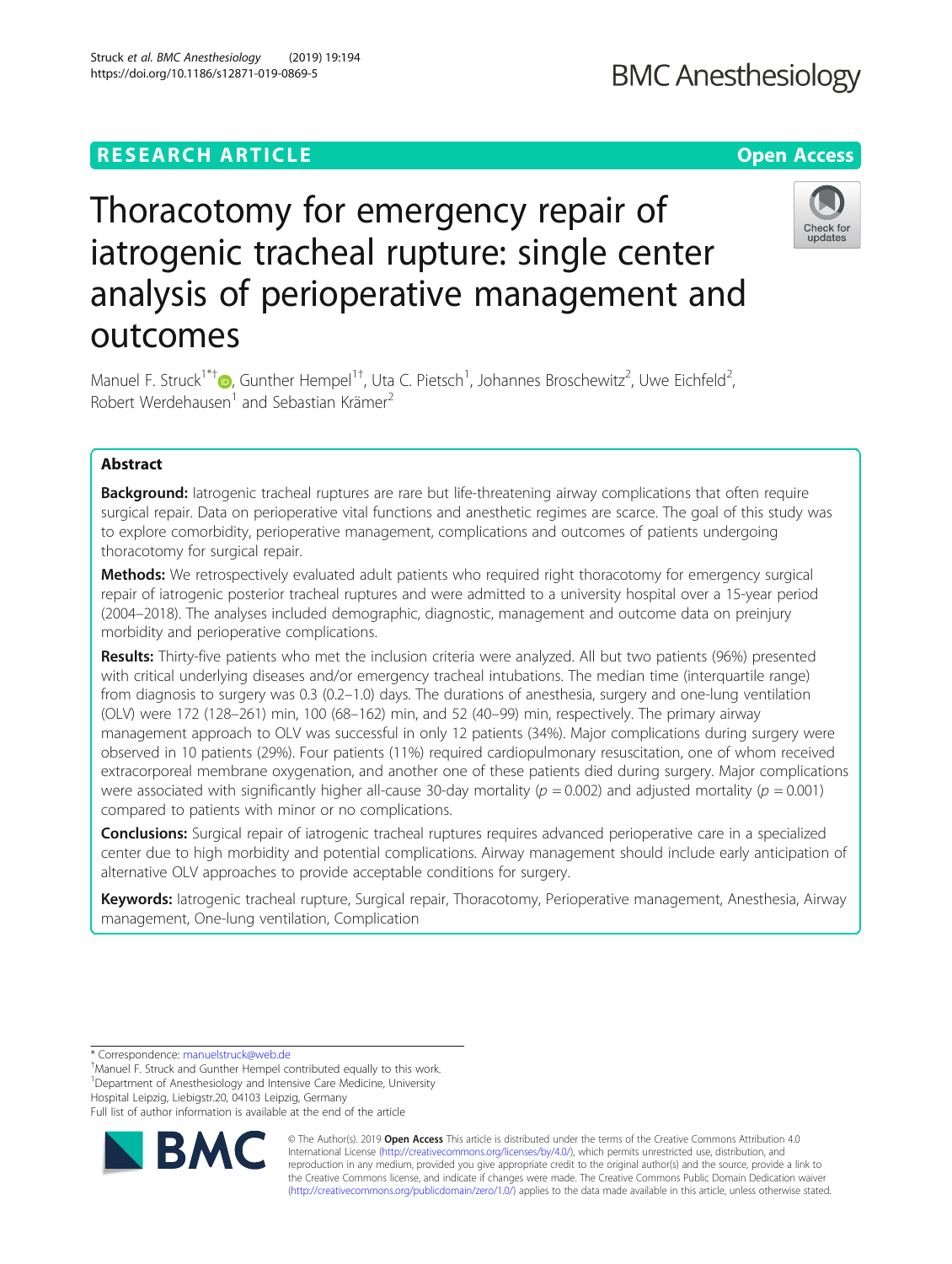RESEARCH ARTICLE

Open Access

# Thoracotomy for emergency repair of iatrogenic tracheal rupture: single center analysis of perioperative management and outcomes

Manuel F. Struck[1*†], Gunther Hempel[1†], Uta C. Pietsch[1], Johannes Broschewitz[2], Uwe Eichfeld[2], Robert Werdehausen[1] and Sebastian Krämer[2]

## Abstract

**Background:** Iatrogenic tracheal ruptures are rare but life-threatening airway complications that often require surgical repair. Data on perioperative vital functions and anesthetic regimes are scarce. The goal of this study was to explore comorbidity, perioperative management, complications and outcomes of patients undergoing thoracotomy for surgical repair.

**Methods:** We retrospectively evaluated adult patients who required right thoracotomy for emergency surgical repair of iatrogenic posterior tracheal ruptures and were admitted to a university hospital over a 15-year period (2004–2018). The analyses included demographic, diagnostic, management and outcome data on preinjury morbidity and perioperative complications.

**Results:** Thirty-five patients who met the inclusion criteria were analyzed. All but two patients (96%) presented with critical underlying diseases and/or emergency tracheal intubations. The median time (interquartile range) from diagnosis to surgery was 0.3 (0.2–1.0) days. The durations of anesthesia, surgery and one-lung ventilation (OLV) were 172 (128–261) min, 100 (68–162) min, and 52 (40–99) min, respectively. The primary airway management approach to OLV was successful in only 12 patients (34%). Major complications during surgery were observed in 10 patients (29%). Four patients (11%) required cardiopulmonary resuscitation, one of whom received extracorporeal membrane oxygenation, and another one of these patients died during surgery. Major complications were associated with significantly higher all-cause 30-day mortality ($p = 0.002$) and adjusted mortality ($p = 0.001$) compared to patients with minor or no complications.

**Conclusions:** Surgical repair of iatrogenic tracheal ruptures requires advanced perioperative care in a specialized center due to high morbidity and potential complications. Airway management should include early anticipation of alternative OLV approaches to provide acceptable conditions for surgery.

**Keywords:** Iatrogenic tracheal rupture, Surgical repair, Thoracotomy, Perioperative management, Anesthesia, Airway management, One-lung ventilation, Complication

---

* Correspondence: manuelstruck@web.de
† Manuel F. Struck and Gunther Hempel contributed equally to this work.
[1] Department of Anesthesiology and Intensive Care Medicine, University Hospital Leipzig, Liebigstr.20, 04103 Leipzig, Germany
Full list of author information is available at the end of the article

© The Author(s). 2019 **Open Access** This article is distributed under the terms of the Creative Commons Attribution 4.0 International License (http://creativecommons.org/licenses/by/4.0/), which permits unrestricted use, distribution, and reproduction in any medium, provided you give appropriate credit to the original author(s) and the source, provide a link to the Creative Commons license, and indicate if changes were made. The Creative Commons Public Domain Dedication waiver (http://creativecommons.org/publicdomain/zero/1.0/) applies to the data made available in this article, unless otherwise stated.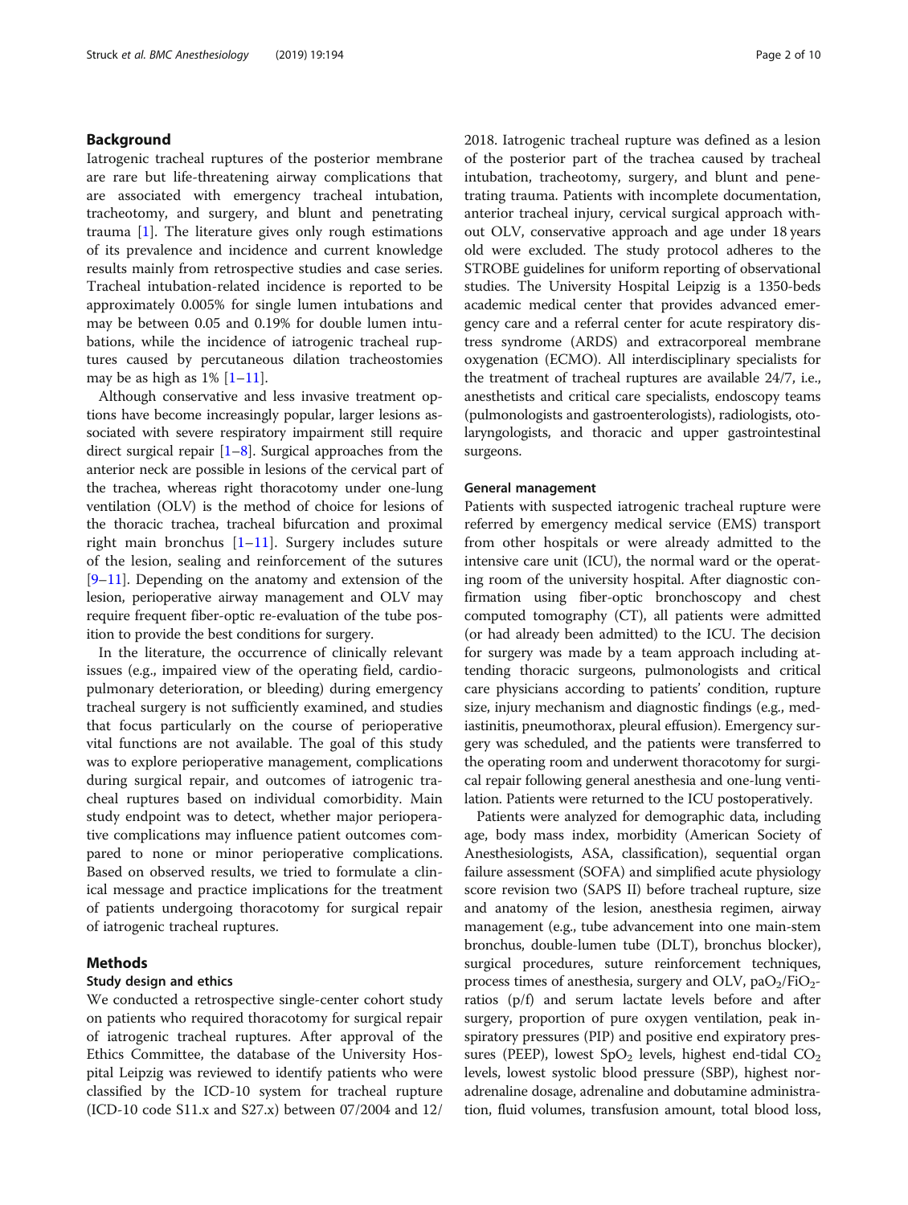## Background

Iatrogenic tracheal ruptures of the posterior membrane are rare but life-threatening airway complications that are associated with emergency tracheal intubation, tracheotomy, and surgery, and blunt and penetrating trauma [1]. The literature gives only rough estimations of its prevalence and incidence and current knowledge results mainly from retrospective studies and case series. Tracheal intubation-related incidence is reported to be approximately 0.005% for single lumen intubations and may be between 0.05 and 0.19% for double lumen intubations, while the incidence of iatrogenic tracheal ruptures caused by percutaneous dilation tracheostomies may be as high as 1% [1–11].

Although conservative and less invasive treatment options have become increasingly popular, larger lesions associated with severe respiratory impairment still require direct surgical repair [1–8]. Surgical approaches from the anterior neck are possible in lesions of the cervical part of the trachea, whereas right thoracotomy under one-lung ventilation (OLV) is the method of choice for lesions of the thoracic trachea, tracheal bifurcation and proximal right main bronchus [1–11]. Surgery includes suture of the lesion, sealing and reinforcement of the sutures [9–11]. Depending on the anatomy and extension of the lesion, perioperative airway management and OLV may require frequent fiber-optic re-evaluation of the tube position to provide the best conditions for surgery.

In the literature, the occurrence of clinically relevant issues (e.g., impaired view of the operating field, cardiopulmonary deterioration, or bleeding) during emergency tracheal surgery is not sufficiently examined, and studies that focus particularly on the course of perioperative vital functions are not available. The goal of this study was to explore perioperative management, complications during surgical repair, and outcomes of iatrogenic tracheal ruptures based on individual comorbidity. Main study endpoint was to detect, whether major perioperative complications may influence patient outcomes compared to none or minor perioperative complications. Based on observed results, we tried to formulate a clinical message and practice implications for the treatment of patients undergoing thoracotomy for surgical repair of iatrogenic tracheal ruptures.

## Methods

### Study design and ethics

We conducted a retrospective single-center cohort study on patients who required thoracotomy for surgical repair of iatrogenic tracheal ruptures. After approval of the Ethics Committee, the database of the University Hospital Leipzig was reviewed to identify patients who were classified by the ICD-10 system for tracheal rupture (ICD-10 code S11.x and S27.x) between 07/2004 and 12/2018. Iatrogenic tracheal rupture was defined as a lesion of the posterior part of the trachea caused by tracheal intubation, tracheotomy, surgery, and blunt and penetrating trauma. Patients with incomplete documentation, anterior tracheal injury, cervical surgical approach without OLV, conservative approach and age under 18 years old were excluded. The study protocol adheres to the STROBE guidelines for uniform reporting of observational studies. The University Hospital Leipzig is a 1350-beds academic medical center that provides advanced emergency care and a referral center for acute respiratory distress syndrome (ARDS) and extracorporeal membrane oxygenation (ECMO). All interdisciplinary specialists for the treatment of tracheal ruptures are available 24/7, i.e., anesthetists and critical care specialists, endoscopy teams (pulmonologists and gastroenterologists), radiologists, otolaryngologists, and thoracic and upper gastrointestinal surgeons.

### General management

Patients with suspected iatrogenic tracheal rupture were referred by emergency medical service (EMS) transport from other hospitals or were already admitted to the intensive care unit (ICU), the normal ward or the operating room of the university hospital. After diagnostic confirmation using fiber-optic bronchoscopy and chest computed tomography (CT), all patients were admitted (or had already been admitted) to the ICU. The decision for surgery was made by a team approach including attending thoracic surgeons, pulmonologists and critical care physicians according to patients' condition, rupture size, injury mechanism and diagnostic findings (e.g., mediastinitis, pneumothorax, pleural effusion). Emergency surgery was scheduled, and the patients were transferred to the operating room and underwent thoracotomy for surgical repair following general anesthesia and one-lung ventilation. Patients were returned to the ICU postoperatively.

Patients were analyzed for demographic data, including age, body mass index, morbidity (American Society of Anesthesiologists, ASA, classification), sequential organ failure assessment (SOFA) and simplified acute physiology score revision two (SAPS II) before tracheal rupture, size and anatomy of the lesion, anesthesia regimen, airway management (e.g., tube advancement into one main-stem bronchus, double-lumen tube (DLT), bronchus blocker), surgical procedures, suture reinforcement techniques, process times of anesthesia, surgery and OLV, $paO_2/FiO_2$-ratios (p/f) and serum lactate levels before and after surgery, proportion of pure oxygen ventilation, peak inspiratory pressures (PIP) and positive end expiratory pressures (PEEP), lowest $SpO_2$ levels, highest end-tidal $CO_2$ levels, lowest systolic blood pressure (SBP), highest noradrenaline dosage, adrenaline and dobutamine administration, fluid volumes, transfusion amount, total blood loss,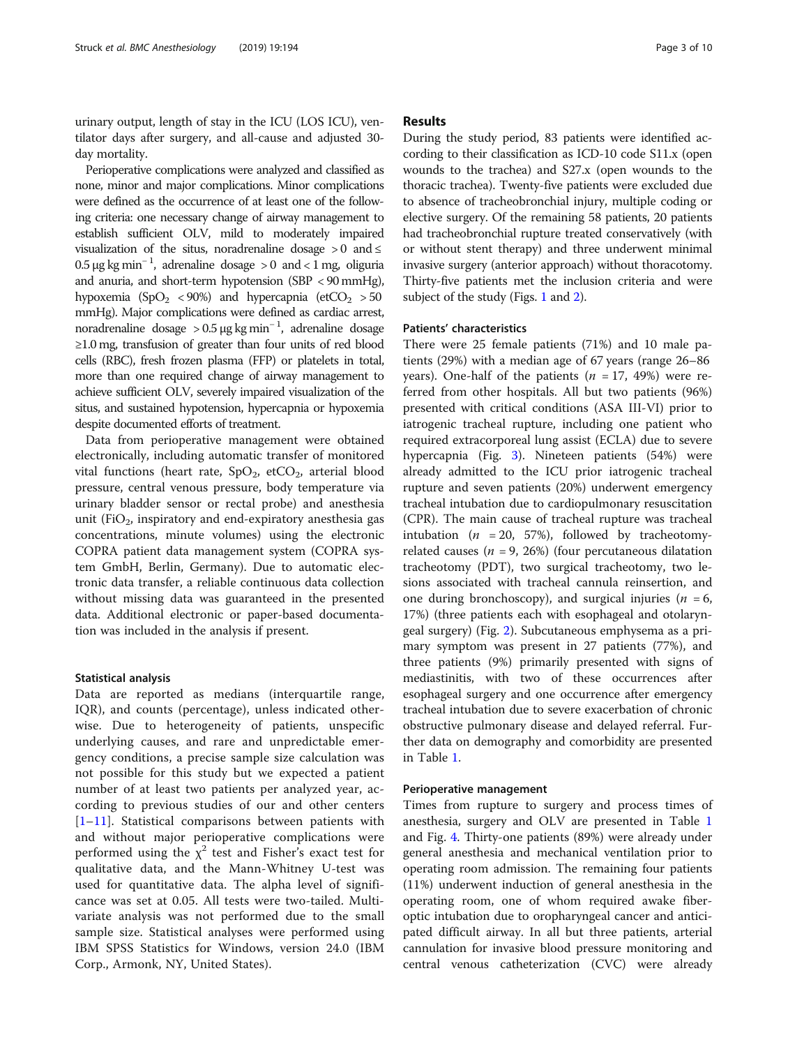urinary output, length of stay in the ICU (LOS ICU), ventilator days after surgery, and all-cause and adjusted 30-day mortality.

Perioperative complications were analyzed and classified as none, minor and major complications. Minor complications were defined as the occurrence of at least one of the following criteria: one necessary change of airway management to establish sufficient OLV, mild to moderately impaired visualization of the situs, noradrenaline dosage $> 0$ and $\leq 0.5\ \mu g\ kg\ min^{-1}$, adrenaline dosage $> 0$ and $< 1$ mg, oliguria and anuria, and short-term hypotension (SBP $< 90$ mmHg), hypoxemia ($SpO_2$ $< 90\%$) and hypercapnia ($etCO_2$ $> 50$ mmHg). Major complications were defined as cardiac arrest, noradrenaline dosage $> 0.5\ \mu g\ kg\ min^{-1}$, adrenaline dosage $\geq 1.0$ mg, transfusion of greater than four units of red blood cells (RBC), fresh frozen plasma (FFP) or platelets in total, more than one required change of airway management to achieve sufficient OLV, severely impaired visualization of the situs, and sustained hypotension, hypercapnia or hypoxemia despite documented efforts of treatment.

Data from perioperative management were obtained electronically, including automatic transfer of monitored vital functions (heart rate, $SpO_2$, $etCO_2$, arterial blood pressure, central venous pressure, body temperature via urinary bladder sensor or rectal probe) and anesthesia unit ($FiO_2$, inspiratory and end-expiratory anesthesia gas concentrations, minute volumes) using the electronic COPRA patient data management system (COPRA system GmbH, Berlin, Germany). Due to automatic electronic data transfer, a reliable continuous data collection without missing data was guaranteed in the presented data. Additional electronic or paper-based documentation was included in the analysis if present.

### Statistical analysis

Data are reported as medians (interquartile range, IQR), and counts (percentage), unless indicated otherwise. Due to heterogeneity of patients, unspecific underlying causes, and rare and unpredictable emergency conditions, a precise sample size calculation was not possible for this study but we expected a patient number of at least two patients per analyzed year, according to previous studies of our and other centers [1–11]. Statistical comparisons between patients with and without major perioperative complications were performed using the $\chi^2$ test and Fisher's exact test for qualitative data, and the Mann-Whitney U-test was used for quantitative data. The alpha level of significance was set at 0.05. All tests were two-tailed. Multivariate analysis was not performed due to the small sample size. Statistical analyses were performed using IBM SPSS Statistics for Windows, version 24.0 (IBM Corp., Armonk, NY, United States).

## Results

During the study period, 83 patients were identified according to their classification as ICD-10 code S11.x (open wounds to the trachea) and S27.x (open wounds to the thoracic trachea). Twenty-five patients were excluded due to absence of tracheobronchial injury, multiple coding or elective surgery. Of the remaining 58 patients, 20 patients had tracheobronchial rupture treated conservatively (with or without stent therapy) and three underwent minimal invasive surgery (anterior approach) without thoracotomy. Thirty-five patients met the inclusion criteria and were subject of the study (Figs. 1 and 2).

### Patients' characteristics

There were 25 female patients (71%) and 10 male patients (29%) with a median age of 67 years (range 26–86 years). One-half of the patients ($n$ = 17, 49%) were referred from other hospitals. All but two patients (96%) presented with critical conditions (ASA III-VI) prior to iatrogenic tracheal rupture, including one patient who required extracorporeal lung assist (ECLA) due to severe hypercapnia (Fig. 3). Nineteen patients (54%) were already admitted to the ICU prior iatrogenic tracheal rupture and seven patients (20%) underwent emergency tracheal intubation due to cardiopulmonary resuscitation (CPR). The main cause of tracheal rupture was tracheal intubation ($n$ = 20, 57%), followed by tracheotomy-related causes ($n$ = 9, 26%) (four percutaneous dilatation tracheotomy (PDT), two surgical tracheotomy, two lesions associated with tracheal cannula reinsertion, and one during bronchoscopy), and surgical injuries ($n$ = 6, 17%) (three patients each with esophageal and otolaryngeal surgery) (Fig. 2). Subcutaneous emphysema as a primary symptom was present in 27 patients (77%), and three patients (9%) primarily presented with signs of mediastinitis, with two of these occurrences after esophageal surgery and one occurrence after emergency tracheal intubation due to severe exacerbation of chronic obstructive pulmonary disease and delayed referral. Further data on demography and comorbidity are presented in Table 1.

### Perioperative management

Times from rupture to surgery and process times of anesthesia, surgery and OLV are presented in Table 1 and Fig. 4. Thirty-one patients (89%) were already under general anesthesia and mechanical ventilation prior to operating room admission. The remaining four patients (11%) underwent induction of general anesthesia in the operating room, one of whom required awake fiberoptic intubation due to oropharyngeal cancer and anticipated difficult airway. In all but three patients, arterial cannulation for invasive blood pressure monitoring and central venous catheterization (CVC) were already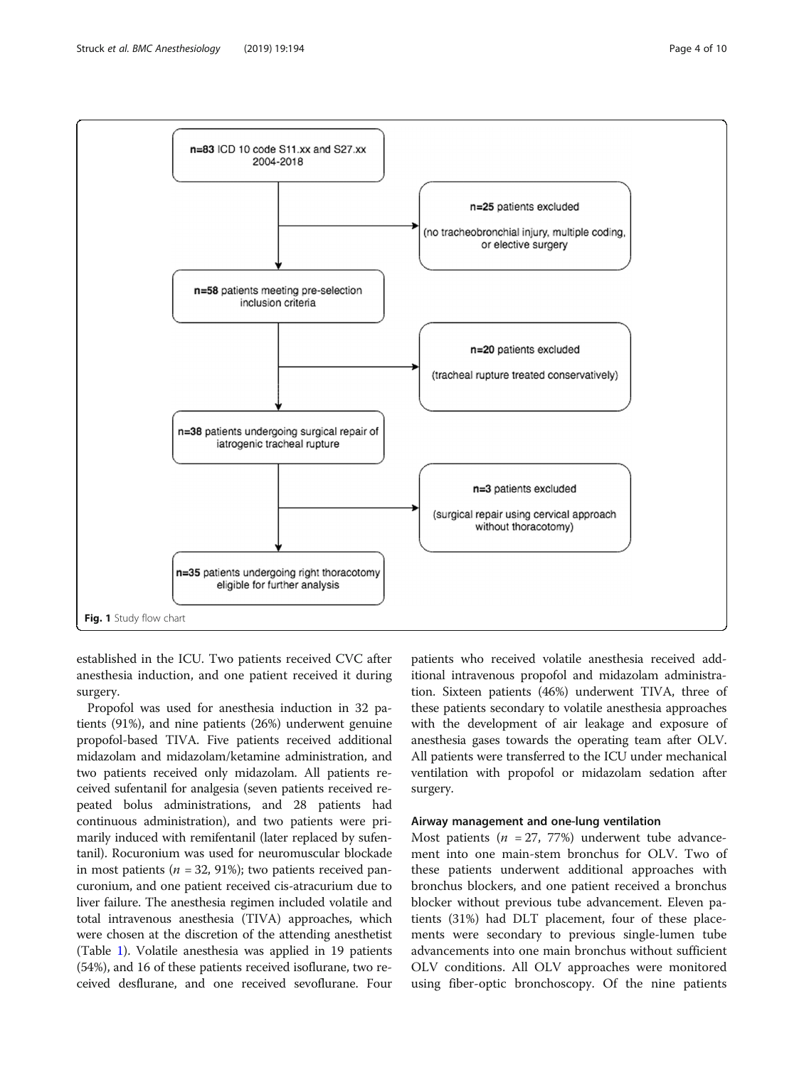**n=83** ICD 10 code S11.xx and S27.xx 2004-2018

**n=25** patients excluded (no tracheobronchial injury, multiple coding, or elective surgery)

**n=58** patients meeting pre-selection inclusion criteria

**n=20** patients excluded (tracheal rupture treated conservatively)

**n=38** patients undergoing surgical repair of iatrogenic tracheal rupture

**n=3** patients excluded (surgical repair using cervical approach without thoracotomy)

**n=35** patients undergoing right thoracotomy eligible for further analysis

**Fig. 1** Study flow chart

established in the ICU. Two patients received CVC after anesthesia induction, and one patient received it during surgery.

Propofol was used for anesthesia induction in 32 patients (91%), and nine patients (26%) underwent genuine propofol-based TIVA. Five patients received additional midazolam and midazolam/ketamine administration, and two patients received only midazolam. All patients received sufentanil for analgesia (seven patients received repeated bolus administrations, and 28 patients had continuous administration), and two patients were primarily induced with remifentanil (later replaced by sufentanil). Rocuronium was used for neuromuscular blockade in most patients ($n$ = 32, 91%); two patients received pancuronium, and one patient received cis-atracurium due to liver failure. The anesthesia regimen included volatile and total intravenous anesthesia (TIVA) approaches, which were chosen at the discretion of the attending anesthetist (Table 1). Volatile anesthesia was applied in 19 patients (54%), and 16 of these patients received isoflurane, two received desflurane, and one received sevoflurane. Four patients who received volatile anesthesia received additional intravenous propofol and midazolam administration. Sixteen patients (46%) underwent TIVA, three of these patients secondary to volatile anesthesia approaches with the development of air leakage and exposure of anesthesia gases towards the operating team after OLV. All patients were transferred to the ICU under mechanical ventilation with propofol or midazolam sedation after surgery.

### Airway management and one-lung ventilation

Most patients ($n$ = 27, 77%) underwent tube advancement into one main-stem bronchus for OLV. Two of these patients underwent additional approaches with bronchus blockers, and one patient received a bronchus blocker without previous tube advancement. Eleven patients (31%) had DLT placement, four of these placements were secondary to previous single-lumen tube advancements into one main bronchus without sufficient OLV conditions. All OLV approaches were monitored using fiber-optic bronchoscopy. Of the nine patients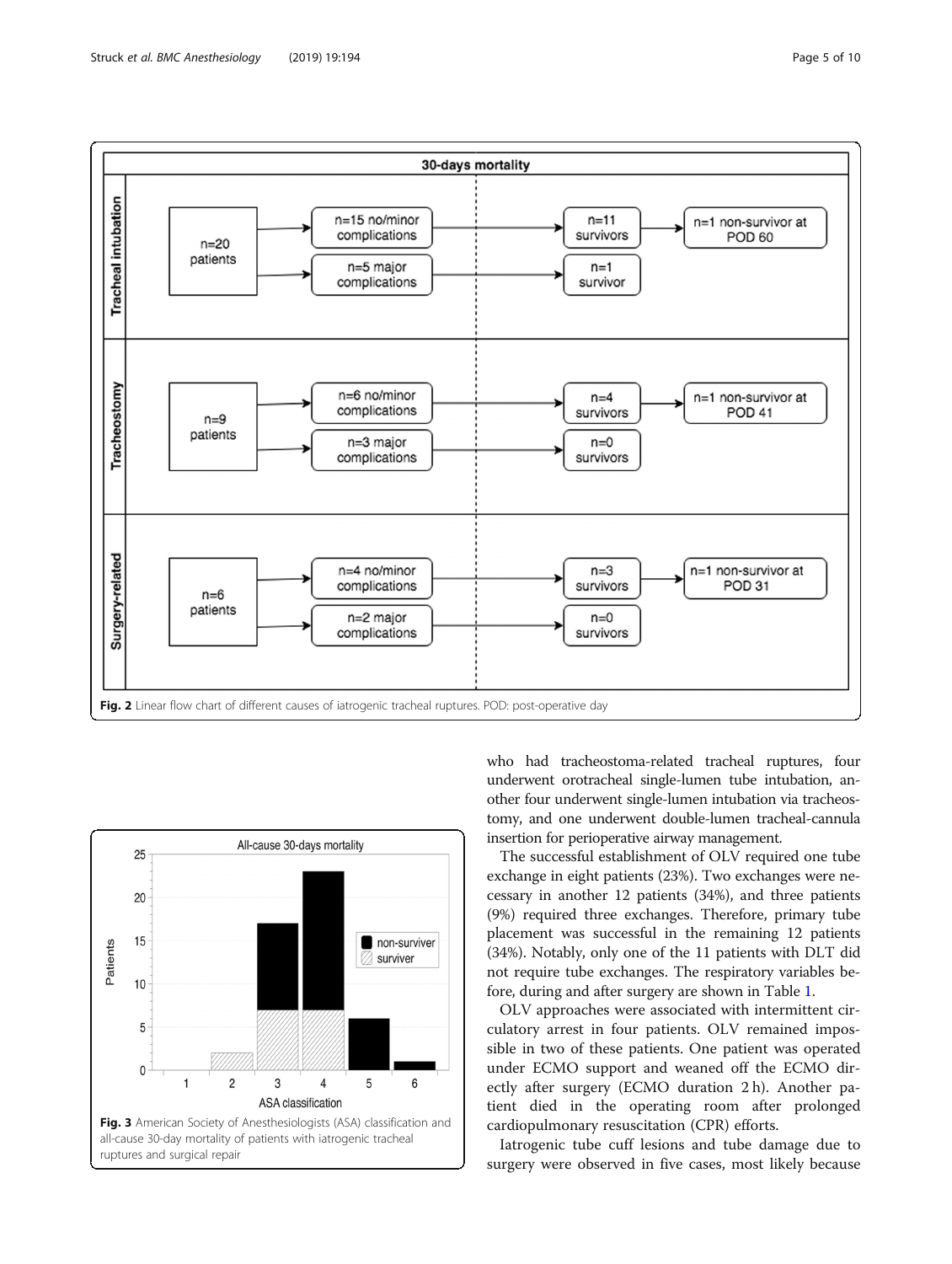Fig. 2 Linear flow chart of different causes of iatrogenic tracheal ruptures. POD: post-operative day

Fig. 3 American Society of Anesthesiologists (ASA) classification and all-cause 30-day mortality of patients with iatrogenic tracheal ruptures and surgical repair

who had tracheostoma-related tracheal ruptures, four underwent orotracheal single-lumen tube intubation, another four underwent single-lumen intubation via tracheostomy, and one underwent double-lumen tracheal-cannula insertion for perioperative airway management.

The successful establishment of OLV required one tube exchange in eight patients (23%). Two exchanges were necessary in another 12 patients (34%), and three patients (9%) required three exchanges. Therefore, primary tube placement was successful in the remaining 12 patients (34%). Notably, only one of the 11 patients with DLT did not require tube exchanges. The respiratory variables before, during and after surgery are shown in Table 1.

OLV approaches were associated with intermittent circulatory arrest in four patients. OLV remained impossible in two of these patients. One patient was operated under ECMO support and weaned off the ECMO directly after surgery (ECMO duration 2 h). Another patient died in the operating room after prolonged cardiopulmonary resuscitation (CPR) efforts.

Iatrogenic tube cuff lesions and tube damage due to surgery were observed in five cases, most likely because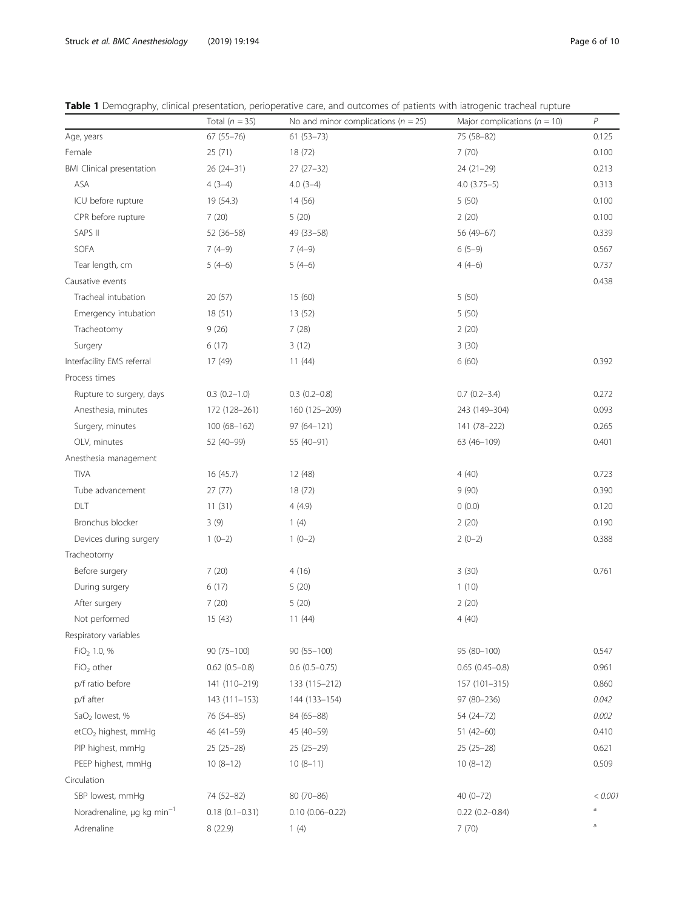**Table 1** Demography, clinical presentation, perioperative care, and outcomes of patients with iatrogenic tracheal rupture

| | Total ($n = 35$) | No and minor complications ($n = 25$) | Major complications ($n = 10$) | $P$ |
|---|---|---|---|---|
| Age, years | 67 (55–76) | 61 (53–73) | 75 (58–82) | 0.125 |
| Female | 25 (71) | 18 (72) | 7 (70) | 0.100 |
| BMI Clinical presentation | 26 (24–31) | 27 (27–32) | 24 (21–29) | 0.213 |
| ASA | 4 (3–4) | 4.0 (3–4) | 4.0 (3.75–5) | 0.313 |
| ICU before rupture | 19 (54.3) | 14 (56) | 5 (50) | 0.100 |
| CPR before rupture | 7 (20) | 5 (20) | 2 (20) | 0.100 |
| SAPS II | 52 (36–58) | 49 (33–58) | 56 (49–67) | 0.339 |
| SOFA | 7 (4–9) | 7 (4–9) | 6 (5–9) | 0.567 |
| Tear length, cm | 5 (4–6) | 5 (4–6) | 4 (4–6) | 0.737 |
| Causative events | | | | 0.438 |
| Tracheal intubation | 20 (57) | 15 (60) | 5 (50) | |
| Emergency intubation | 18 (51) | 13 (52) | 5 (50) | |
| Tracheotomy | 9 (26) | 7 (28) | 2 (20) | |
| Surgery | 6 (17) | 3 (12) | 3 (30) | |
| Interfacility EMS referral | 17 (49) | 11 (44) | 6 (60) | 0.392 |
| Process times | | | | |
| Rupture to surgery, days | 0.3 (0.2–1.0) | 0.3 (0.2–0.8) | 0.7 (0.2–3.4) | 0.272 |
| Anesthesia, minutes | 172 (128–261) | 160 (125–209) | 243 (149–304) | 0.093 |
| Surgery, minutes | 100 (68–162) | 97 (64–121) | 141 (78–222) | 0.265 |
| OLV, minutes | 52 (40–99) | 55 (40–91) | 63 (46–109) | 0.401 |
| Anesthesia management | | | | |
| TIVA | 16 (45.7) | 12 (48) | 4 (40) | 0.723 |
| Tube advancement | 27 (77) | 18 (72) | 9 (90) | 0.390 |
| DLT | 11 (31) | 4 (4.9) | 0 (0.0) | 0.120 |
| Bronchus blocker | 3 (9) | 1 (4) | 2 (20) | 0.190 |
| Devices during surgery | 1 (0–2) | 1 (0–2) | 2 (0–2) | 0.388 |
| Tracheotomy | | | | |
| Before surgery | 7 (20) | 4 (16) | 3 (30) | 0.761 |
| During surgery | 6 (17) | 5 (20) | 1 (10) | |
| After surgery | 7 (20) | 5 (20) | 2 (20) | |
| Not performed | 15 (43) | 11 (44) | 4 (40) | |
| Respiratory variables | | | | |
| $FiO_2$ 1.0, % | 90 (75–100) | 90 (55–100) | 95 (80–100) | 0.547 |
| $FiO_2$ other | 0.62 (0.5–0.8) | 0.6 (0.5–0.75) | 0.65 (0.45–0.8) | 0.961 |
| p/f ratio before | 141 (110–219) | 133 (115–212) | 157 (101–315) | 0.860 |
| p/f after | 143 (111–153) | 144 (133–154) | 97 (80–236) | *0.042* |
| $SaO_2$ lowest, % | 76 (54–85) | 84 (65–88) | 54 (24–72) | *0.002* |
| $etCO_2$ highest, mmHg | 46 (41–59) | 45 (40–59) | 51 (42–60) | 0.410 |
| PIP highest, mmHg | 25 (25–28) | 25 (25–29) | 25 (25–28) | 0.621 |
| PEEP highest, mmHg | 10 (8–12) | 10 (8–11) | 10 (8–12) | 0.509 |
| Circulation | | | | |
| SBP lowest, mmHg | 74 (52–82) | 80 (70–86) | 40 (0–72) | *< 0.001* |
| Noradrenaline, μg kg $min^{-1}$ | 0.18 (0.1–0.31) | 0.10 (0.06–0.22) | 0.22 (0.2–0.84) | [a] |
| Adrenaline | 8 (22.9) | 1 (4) | 7 (70) | [a] |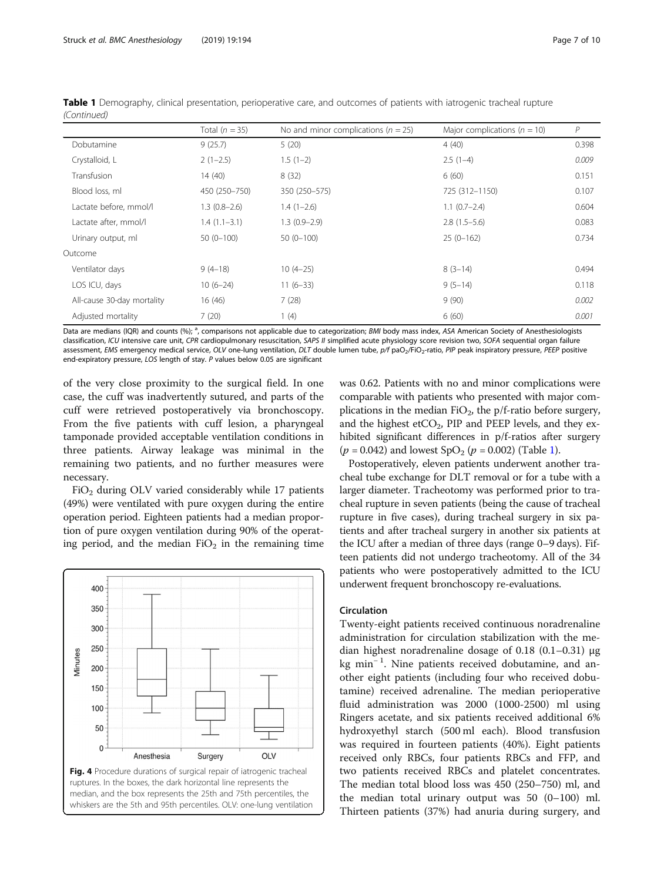**Table 1** Demography, clinical presentation, perioperative care, and outcomes of patients with iatrogenic tracheal rupture *(Continued)*

| | Total ($n = 35$) | No and minor complications ($n = 25$) | Major complications ($n = 10$) | *P* |
|---|---|---|---|---|
| Dobutamine | 9 (25.7) | 5 (20) | 4 (40) | 0.398 |
| Crystalloid, L | 2 (1–2.5) | 1.5 (1–2) | 2.5 (1–4) | *0.009* |
| Transfusion | 14 (40) | 8 (32) | 6 (60) | 0.151 |
| Blood loss, ml | 450 (250–750) | 350 (250–575) | 725 (312–1150) | 0.107 |
| Lactate before, mmol/l | 1.3 (0.8–2.6) | 1.4 (1–2.6) | 1.1 (0.7–2.4) | 0.604 |
| Lactate after, mmol/l | 1.4 (1.1–3.1) | 1.3 (0.9–2.9) | 2.8 (1.5–5.6) | 0.083 |
| Urinary output, ml | 50 (0–100) | 50 (0–100) | 25 (0–162) | 0.734 |
| Outcome | | | | |
| Ventilator days | 9 (4–18) | 10 (4–25) | 8 (3–14) | 0.494 |
| LOS ICU, days | 10 (6–24) | 11 (6–33) | 9 (5–14) | 0.118 |
| All-cause 30-day mortality | 16 (46) | 7 (28) | 9 (90) | *0.002* |
| Adjusted mortality | 7 (20) | 1 (4) | 6 (60) | *0.001* |

Data are medians (IQR) and counts (%); [a], comparisons not applicable due to categorization; *BMI* body mass index, *ASA* American Society of Anesthesiologists classification, *ICU* intensive care unit, *CPR* cardiopulmonary resuscitation, *SAPS II* simplified acute physiology score revision two, *SOFA* sequential organ failure assessment, *EMS* emergency medical service, *OLV* one-lung ventilation, *DLT* double lumen tube, *p/f* $paO_2/FiO_2$-ratio, *PIP* peak inspiratory pressure, *PEEP* positive end-expiratory pressure, *LOS* length of stay. *P* values below 0.05 are significant

of the very close proximity to the surgical field. In one case, the cuff was inadvertently sutured, and parts of the cuff were retrieved postoperatively via bronchoscopy. From the five patients with cuff lesion, a pharyngeal tamponade provided acceptable ventilation conditions in three patients. Airway leakage was minimal in the remaining two patients, and no further measures were necessary.

$FiO_2$ during OLV varied considerably while 17 patients (49%) were ventilated with pure oxygen during the entire operation period. Eighteen patients had a median proportion of pure oxygen ventilation during 90% of the operating period, and the median $FiO_2$ in the remaining time was 0.62. Patients with no and minor complications were comparable with patients who presented with major complications in the median $FiO_2$, the p/f-ratio before surgery, and the highest $etCO_2$, PIP and PEEP levels, and they exhibited significant differences in p/f-ratios after surgery ($p = 0.042$) and lowest $SpO_2$ ($p = 0.002$) (Table 1).

**Fig. 4** Procedure durations of surgical repair of iatrogenic tracheal ruptures. In the boxes, the dark horizontal line represents the median, and the box represents the 25th and 75th percentiles, the whiskers are the 5th and 95th percentiles. OLV: one-lung ventilation

Postoperatively, eleven patients underwent another tracheal tube exchange for DLT removal or for a tube with a larger diameter. Tracheotomy was performed prior to tracheal rupture in seven patients (being the cause of tracheal rupture in five cases), during tracheal surgery in six patients and after tracheal surgery in another six patients at the ICU after a median of three days (range 0–9 days). Fifteen patients did not undergo tracheotomy. All of the 34 patients who were postoperatively admitted to the ICU underwent frequent bronchoscopy re-evaluations.

### Circulation

Twenty-eight patients received continuous noradrenaline administration for circulation stabilization with the median highest noradrenaline dosage of 0.18 (0.1–0.31) μg $kg\ min^{-1}$. Nine patients received dobutamine, and another eight patients (including four who received dobutamine) received adrenaline. The median perioperative fluid administration was 2000 (1000-2500) ml using Ringers acetate, and six patients received additional 6% hydroxyethyl starch (500 ml each). Blood transfusion was required in fourteen patients (40%). Eight patients received only RBCs, four patients RBCs and FFP, and two patients received RBCs and platelet concentrates. The median total blood loss was 450 (250–750) ml, and the median total urinary output was 50 (0–100) ml. Thirteen patients (37%) had anuria during surgery, and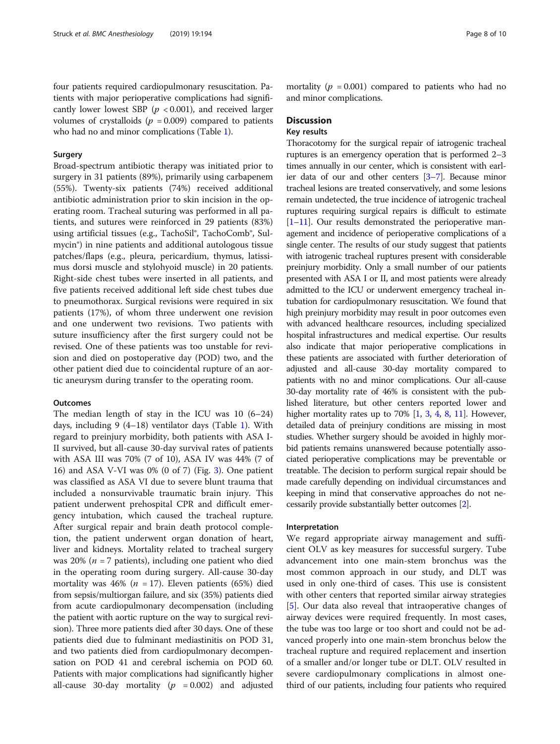four patients required cardiopulmonary resuscitation. Patients with major perioperative complications had significantly lower lowest SBP ($p < 0.001$), and received larger volumes of crystalloids ($p = 0.009$) compared to patients who had no and minor complications (Table 1).

### Surgery

Broad-spectrum antibiotic therapy was initiated prior to surgery in 31 patients (89%), primarily using carbapenem (55%). Twenty-six patients (74%) received additional antibiotic administration prior to skin incision in the operating room. Tracheal suturing was performed in all patients, and sutures were reinforced in 29 patients (83%) using artificial tissues (e.g., TachoSil®, TachoComb®, Sulmycin®) in nine patients and additional autologous tissue patches/flaps (e.g., pleura, pericardium, thymus, latissimus dorsi muscle and stylohyoid muscle) in 20 patients. Right-side chest tubes were inserted in all patients, and five patients received additional left side chest tubes due to pneumothorax. Surgical revisions were required in six patients (17%), of whom three underwent one revision and one underwent two revisions. Two patients with suture insufficiency after the first surgery could not be revised. One of these patients was too unstable for revision and died on postoperative day (POD) two, and the other patient died due to coincidental rupture of an aortic aneurysm during transfer to the operating room.

### Outcomes

The median length of stay in the ICU was 10 (6–24) days, including 9 (4–18) ventilator days (Table 1). With regard to preinjury morbidity, both patients with ASA I-II survived, but all-cause 30-day survival rates of patients with ASA III was 70% (7 of 10), ASA IV was 44% (7 of 16) and ASA V-VI was 0% (0 of 7) (Fig. 3). One patient was classified as ASA VI due to severe blunt trauma that included a nonsurvivable traumatic brain injury. This patient underwent prehospital CPR and difficult emergency intubation, which caused the tracheal rupture. After surgical repair and brain death protocol completion, the patient underwent organ donation of heart, liver and kidneys. Mortality related to tracheal surgery was 20% ($n = 7$ patients), including one patient who died in the operating room during surgery. All-cause 30-day mortality was 46% ($n = 17$). Eleven patients (65%) died from sepsis/multiorgan failure, and six (35%) patients died from acute cardiopulmonary decompensation (including the patient with aortic rupture on the way to surgical revision). Three more patients died after 30 days. One of these patients died due to fulminant mediastinitis on POD 31, and two patients died from cardiopulmonary decompensation on POD 41 and cerebral ischemia on POD 60. Patients with major complications had significantly higher all-cause 30-day mortality ($p = 0.002$) and adjusted mortality ($p = 0.001$) compared to patients who had no and minor complications.

## Discussion

### Key results

Thoracotomy for the surgical repair of iatrogenic tracheal ruptures is an emergency operation that is performed 2–3 times annually in our center, which is consistent with earlier data of our and other centers [3–7]. Because minor tracheal lesions are treated conservatively, and some lesions remain undetected, the true incidence of iatrogenic tracheal ruptures requiring surgical repairs is difficult to estimate [1–11]. Our results demonstrated the perioperative management and incidence of perioperative complications of a single center. The results of our study suggest that patients with iatrogenic tracheal ruptures present with considerable preinjury morbidity. Only a small number of our patients presented with ASA I or II, and most patients were already admitted to the ICU or underwent emergency tracheal intubation for cardiopulmonary resuscitation. We found that high preinjury morbidity may result in poor outcomes even with advanced healthcare resources, including specialized hospital infrastructures and medical expertise. Our results also indicate that major perioperative complications in these patients are associated with further deterioration of adjusted and all-cause 30-day mortality compared to patients with no and minor complications. Our all-cause 30-day mortality rate of 46% is consistent with the published literature, but other centers reported lower and higher mortality rates up to 70% [1, 3, 4, 8, 11]. However, detailed data of preinjury conditions are missing in most studies. Whether surgery should be avoided in highly morbid patients remains unanswered because potentially associated perioperative complications may be preventable or treatable. The decision to perform surgical repair should be made carefully depending on individual circumstances and keeping in mind that conservative approaches do not necessarily provide substantially better outcomes [2].

### Interpretation

We regard appropriate airway management and sufficient OLV as key measures for successful surgery. Tube advancement into one main-stem bronchus was the most common approach in our study, and DLT was used in only one-third of cases. This use is consistent with other centers that reported similar airway strategies [5]. Our data also reveal that intraoperative changes of airway devices were required frequently. In most cases, the tube was too large or too short and could not be advanced properly into one main-stem bronchus below the tracheal rupture and required replacement and insertion of a smaller and/or longer tube or DLT. OLV resulted in severe cardiopulmonary complications in almost one-third of our patients, including four patients who required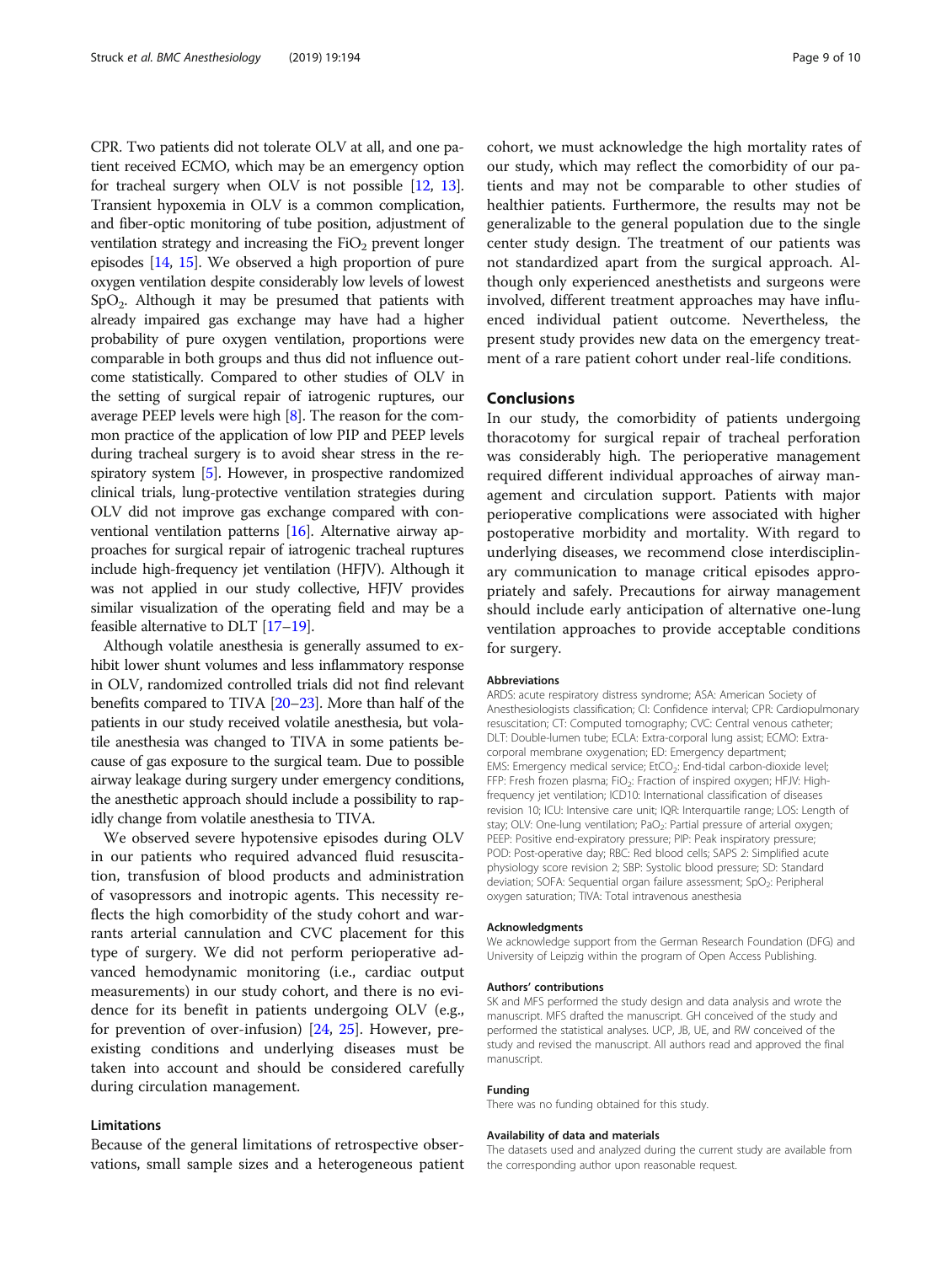CPR. Two patients did not tolerate OLV at all, and one patient received ECMO, which may be an emergency option for tracheal surgery when OLV is not possible [12, 13]. Transient hypoxemia in OLV is a common complication, and fiber-optic monitoring of tube position, adjustment of ventilation strategy and increasing the $FiO_2$ prevent longer episodes [14, 15]. We observed a high proportion of pure oxygen ventilation despite considerably low levels of lowest $SpO_2$. Although it may be presumed that patients with already impaired gas exchange may have had a higher probability of pure oxygen ventilation, proportions were comparable in both groups and thus did not influence outcome statistically. Compared to other studies of OLV in the setting of surgical repair of iatrogenic ruptures, our average PEEP levels were high [8]. The reason for the common practice of the application of low PIP and PEEP levels during tracheal surgery is to avoid shear stress in the respiratory system [5]. However, in prospective randomized clinical trials, lung-protective ventilation strategies during OLV did not improve gas exchange compared with conventional ventilation patterns [16]. Alternative airway approaches for surgical repair of iatrogenic tracheal ruptures include high-frequency jet ventilation (HFJV). Although it was not applied in our study collective, HFJV provides similar visualization of the operating field and may be a feasible alternative to DLT [17–19].

Although volatile anesthesia is generally assumed to exhibit lower shunt volumes and less inflammatory response in OLV, randomized controlled trials did not find relevant benefits compared to TIVA [20–23]. More than half of the patients in our study received volatile anesthesia, but volatile anesthesia was changed to TIVA in some patients because of gas exposure to the surgical team. Due to possible airway leakage during surgery under emergency conditions, the anesthetic approach should include a possibility to rapidly change from volatile anesthesia to TIVA.

We observed severe hypotensive episodes during OLV in our patients who required advanced fluid resuscitation, transfusion of blood products and administration of vasopressors and inotropic agents. This necessity reflects the high comorbidity of the study cohort and warrants arterial cannulation and CVC placement for this type of surgery. We did not perform perioperative advanced hemodynamic monitoring (i.e., cardiac output measurements) in our study cohort, and there is no evidence for its benefit in patients undergoing OLV (e.g., for prevention of over-infusion) [24, 25]. However, preexisting conditions and underlying diseases must be taken into account and should be considered carefully during circulation management.

### Limitations

Because of the general limitations of retrospective observations, small sample sizes and a heterogeneous patient cohort, we must acknowledge the high mortality rates of our study, which may reflect the comorbidity of our patients and may not be comparable to other studies of healthier patients. Furthermore, the results may not be generalizable to the general population due to the single center study design. The treatment of our patients was not standardized apart from the surgical approach. Although only experienced anesthetists and surgeons were involved, different treatment approaches may have influenced individual patient outcome. Nevertheless, the present study provides new data on the emergency treatment of a rare patient cohort under real-life conditions.

## Conclusions

In our study, the comorbidity of patients undergoing thoracotomy for surgical repair of tracheal perforation was considerably high. The perioperative management required different individual approaches of airway management and circulation support. Patients with major perioperative complications were associated with higher postoperative morbidity and mortality. With regard to underlying diseases, we recommend close interdisciplinary communication to manage critical episodes appropriately and safely. Precautions for airway management should include early anticipation of alternative one-lung ventilation approaches to provide acceptable conditions for surgery.

#### Abbreviations

ARDS: acute respiratory distress syndrome; ASA: American Society of Anesthesiologists classification; CI: Confidence interval; CPR: Cardiopulmonary resuscitation; CT: Computed tomography; CVC: Central venous catheter; DLT: Double-lumen tube; ECLA: Extra-corporal lung assist; ECMO: Extra-corporal membrane oxygenation; ED: Emergency department; EMS: Emergency medical service; $EtCO_2$: End-tidal carbon-dioxide level; FFP: Fresh frozen plasma; $FiO_2$: Fraction of inspired oxygen; HFJV: High-frequency jet ventilation; ICD10: International classification of diseases revision 10; ICU: Intensive care unit; IQR: Interquartile range; LOS: Length of stay; OLV: One-lung ventilation; $PaO_2$: Partial pressure of arterial oxygen; PEEP: Positive end-expiratory pressure; PIP: Peak inspiratory pressure; POD: Post-operative day; RBC: Red blood cells; SAPS 2: Simplified acute physiology score revision 2; SBP: Systolic blood pressure; SD: Standard deviation; SOFA: Sequential organ failure assessment; $SpO_2$: Peripheral oxygen saturation; TIVA: Total intravenous anesthesia

#### Acknowledgments

We acknowledge support from the German Research Foundation (DFG) and University of Leipzig within the program of Open Access Publishing.

#### Authors' contributions

SK and MFS performed the study design and data analysis and wrote the manuscript. MFS drafted the manuscript. GH conceived of the study and performed the statistical analyses. UCP, JB, UE, and RW conceived of the study and revised the manuscript. All authors read and approved the final manuscript.

#### Funding

There was no funding obtained for this study.

#### Availability of data and materials

The datasets used and analyzed during the current study are available from the corresponding author upon reasonable request.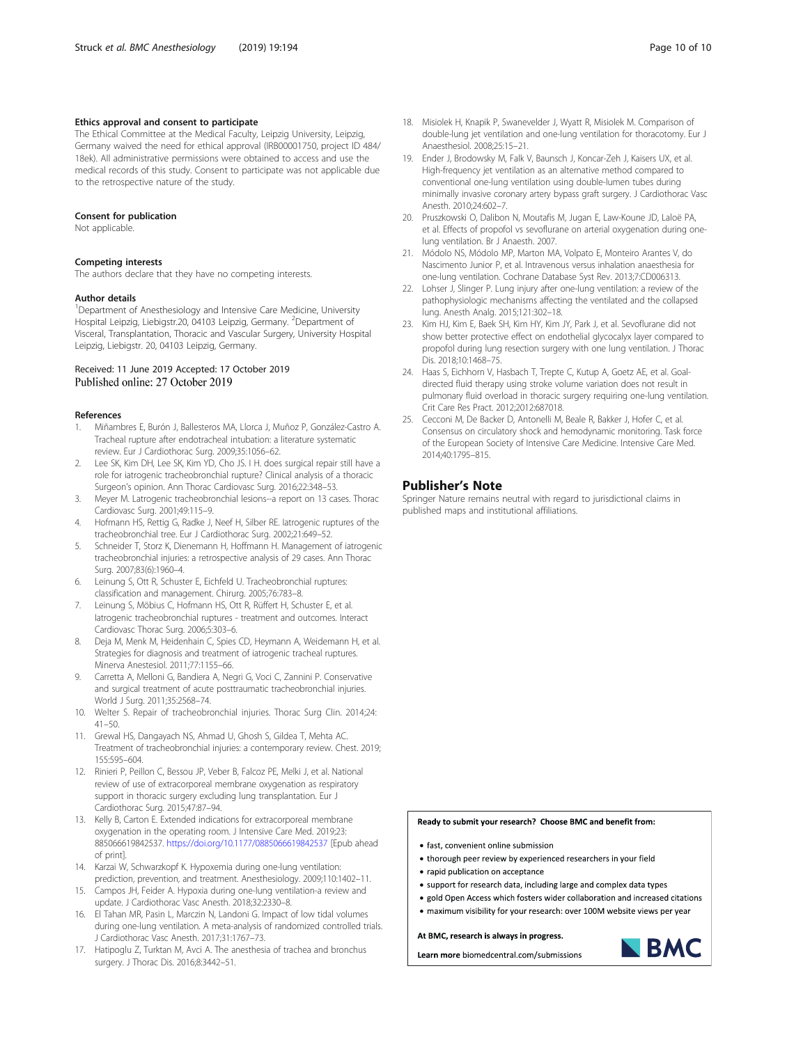### Ethics approval and consent to participate

The Ethical Committee at the Medical Faculty, Leipzig University, Leipzig, Germany waived the need for ethical approval (IRB00001750, project ID 484/18ek). All administrative permissions were obtained to access and use the medical records of this study. Consent to participate was not applicable due to the retrospective nature of the study.

### Consent for publication

Not applicable.

### Competing interests

The authors declare that they have no competing interests.

### Author details

[1]Department of Anesthesiology and Intensive Care Medicine, University Hospital Leipzig, Liebigstr.20, 04103 Leipzig, Germany. [2]Department of Visceral, Transplantation, Thoracic and Vascular Surgery, University Hospital Leipzig, Liebigstr. 20, 04103 Leipzig, Germany.

Received: 11 June 2019 Accepted: 17 October 2019
Published online: 27 October 2019

### References

1. Miñambres E, Burón J, Ballesteros MA, Llorca J, Muñoz P, González-Castro A. Tracheal rupture after endotracheal intubation: a literature systematic review. Eur J Cardiothorac Surg. 2009;35:1056–62.
2. Lee SK, Kim DH, Lee SK, Kim YD, Cho JS. I H. does surgical repair still have a role for iatrogenic tracheobronchial rupture? Clinical analysis of a thoracic Surgeon's opinion. Ann Thorac Cardiovasc Surg. 2016;22:348–53.
3. Meyer M. Latrogenic tracheobronchial lesions--a report on 13 cases. Thorac Cardiovasc Surg. 2001;49:115–9.
4. Hofmann HS, Rettig G, Radke J, Neef H, Silber RE. Iatrogenic ruptures of the tracheobronchial tree. Eur J Cardiothorac Surg. 2002;21:649–52.
5. Schneider T, Storz K, Dienemann H, Hoffmann H. Management of iatrogenic tracheobronchial injuries: a retrospective analysis of 29 cases. Ann Thorac Surg. 2007;83(6):1960–4.
6. Leinung S, Ott R, Schuster E, Eichfeld U. Tracheobronchial ruptures: classification and management. Chirurg. 2005;76:783–8.
7. Leinung S, Möbius C, Hofmann HS, Ott R, Rüffert H, Schuster E, et al. Iatrogenic tracheobronchial ruptures - treatment and outcomes. Interact Cardiovasc Thorac Surg. 2006;5:303–6.
8. Deja M, Menk M, Heidenhain C, Spies CD, Heymann A, Weidemann H, et al. Strategies for diagnosis and treatment of iatrogenic tracheal ruptures. Minerva Anestesiol. 2011;77:1155–66.
9. Carretta A, Melloni G, Bandiera A, Negri G, Voci C, Zannini P. Conservative and surgical treatment of acute posttraumatic tracheobronchial injuries. World J Surg. 2011;35:2568–74.
10. Welter S. Repair of tracheobronchial injuries. Thorac Surg Clin. 2014;24: 41–50.
11. Grewal HS, Dangayach NS, Ahmad U, Ghosh S, Gildea T, Mehta AC. Treatment of tracheobronchial injuries: a contemporary review. Chest. 2019; 155:595–604.
12. Rinieri P, Peillon C, Bessou JP, Veber B, Falcoz PE, Melki J, et al. National review of use of extracorporeal membrane oxygenation as respiratory support in thoracic surgery excluding lung transplantation. Eur J Cardiothorac Surg. 2015;47:87–94.
13. Kelly B, Carton E. Extended indications for extracorporeal membrane oxygenation in the operating room. J Intensive Care Med. 2019;23: 885066619842537. https://doi.org/10.1177/0885066619842537 [Epub ahead of print].
14. Karzai W, Schwarzkopf K. Hypoxemia during one-lung ventilation: prediction, prevention, and treatment. Anesthesiology. 2009;110:1402–11.
15. Campos JH, Feider A. Hypoxia during one-lung ventilation-a review and update. J Cardiothorac Vasc Anesth. 2018;32:2330–8.
16. El Tahan MR, Pasin L, Marczin N, Landoni G. Impact of low tidal volumes during one-lung ventilation. A meta-analysis of randomized controlled trials. J Cardiothorac Vasc Anesth. 2017;31:1767–73.
17. Hatipoglu Z, Turktan M, Avci A. The anesthesia of trachea and bronchus surgery. J Thorac Dis. 2016;8:3442–51.
18. Misiolek H, Knapik P, Swanevelder J, Wyatt R, Misiolek M. Comparison of double-lung jet ventilation and one-lung ventilation for thoracotomy. Eur J Anaesthesiol. 2008;25:15–21.
19. Ender J, Brodowsky M, Falk V, Baunsch J, Koncar-Zeh J, Kaisers UX, et al. High-frequency jet ventilation as an alternative method compared to conventional one-lung ventilation using double-lumen tubes during minimally invasive coronary artery bypass graft surgery. J Cardiothorac Vasc Anesth. 2010;24:602–7.
20. Pruszkowski O, Dalibon N, Moutafis M, Jugan E, Law-Koune JD, Laloë PA, et al. Effects of propofol vs sevoflurane on arterial oxygenation during one-lung ventilation. Br J Anaesth. 2007.
21. Módolo NS, Módolo MP, Marton MA, Volpato E, Monteiro Arantes V, do Nascimento Junior P, et al. Intravenous versus inhalation anaesthesia for one-lung ventilation. Cochrane Database Syst Rev. 2013;7:CD006313.
22. Lohser J, Slinger P. Lung injury after one-lung ventilation: a review of the pathophysiologic mechanisms affecting the ventilated and the collapsed lung. Anesth Analg. 2015;121:302–18.
23. Kim HJ, Kim E, Baek SH, Kim HY, Kim JY, Park J, et al. Sevoflurane did not show better protective effect on endothelial glycocalyx layer compared to propofol during lung resection surgery with one lung ventilation. J Thorac Dis. 2018;10:1468–75.
24. Haas S, Eichhorn V, Hasbach T, Trepte C, Kutup A, Goetz AE, et al. Goal-directed fluid therapy using stroke volume variation does not result in pulmonary fluid overload in thoracic surgery requiring one-lung ventilation. Crit Care Res Pract. 2012;2012:687018.
25. Cecconi M, De Backer D, Antonelli M, Beale R, Bakker J, Hofer C, et al. Consensus on circulatory shock and hemodynamic monitoring. Task force of the European Society of Intensive Care Medicine. Intensive Care Med. 2014;40:1795–815.

## Publisher's Note

Springer Nature remains neutral with regard to jurisdictional claims in published maps and institutional affiliations.

**Ready to submit your research? Choose BMC and benefit from:**

- fast, convenient online submission
- thorough peer review by experienced researchers in your field
- rapid publication on acceptance
- support for research data, including large and complex data types
- gold Open Access which fosters wider collaboration and increased citations
- maximum visibility for your research: over 100M website views per year

**At BMC, research is always in progress.**

**Learn more** biomedcentral.com/submissions

BMC